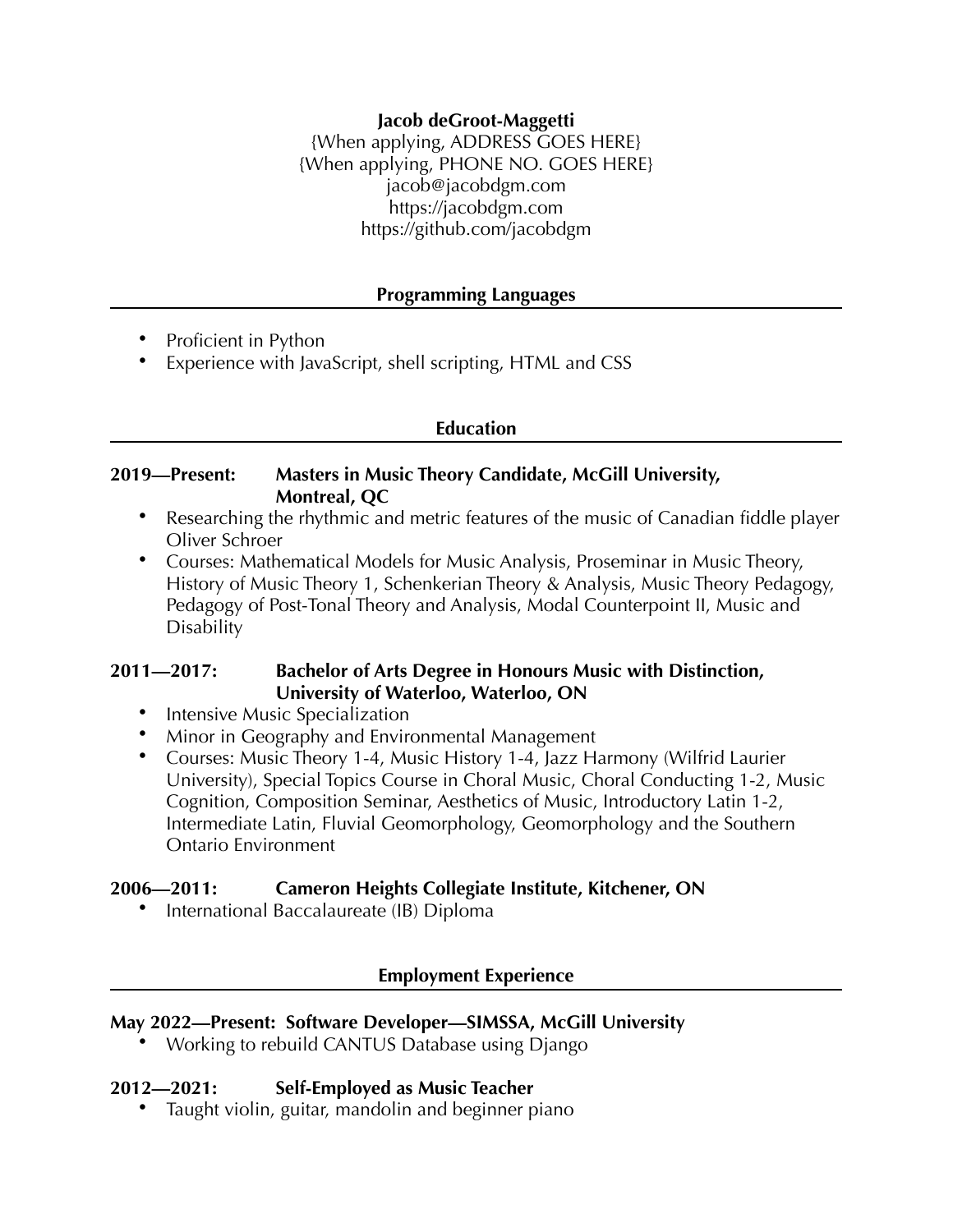**Jacob deGroot-Maggetti**
{When applying, ADDRESS GOES HERE}
{When applying, PHONE NO. GOES HERE}
jacob@jacobdgm.com
https://jacobdgm.com
https://github.com/jacobdgm

## Programming Languages

- Proficient in Python
- Experience with JavaScript, shell scripting, HTML and CSS

## Education

**2019—Present: Masters in Music Theory Candidate, McGill University, Montreal, QC**

- Researching the rhythmic and metric features of the music of Canadian fiddle player Oliver Schroer
- Courses: Mathematical Models for Music Analysis, Proseminar in Music Theory, History of Music Theory 1, Schenkerian Theory & Analysis, Music Theory Pedagogy, Pedagogy of Post-Tonal Theory and Analysis, Modal Counterpoint II, Music and Disability

**2011—2017: Bachelor of Arts Degree in Honours Music with Distinction, University of Waterloo, Waterloo, ON**

- Intensive Music Specialization
- Minor in Geography and Environmental Management
- Courses: Music Theory 1-4, Music History 1-4, Jazz Harmony (Wilfrid Laurier University), Special Topics Course in Choral Music, Choral Conducting 1-2, Music Cognition, Composition Seminar, Aesthetics of Music, Introductory Latin 1-2, Intermediate Latin, Fluvial Geomorphology, Geomorphology and the Southern Ontario Environment

**2006—2011: Cameron Heights Collegiate Institute, Kitchener, ON**

- International Baccalaureate (IB) Diploma

## Employment Experience

**May 2022—Present: Software Developer—SIMSSA, McGill University**

- Working to rebuild CANTUS Database using Django

**2012—2021: Self-Employed as Music Teacher**

- Taught violin, guitar, mandolin and beginner piano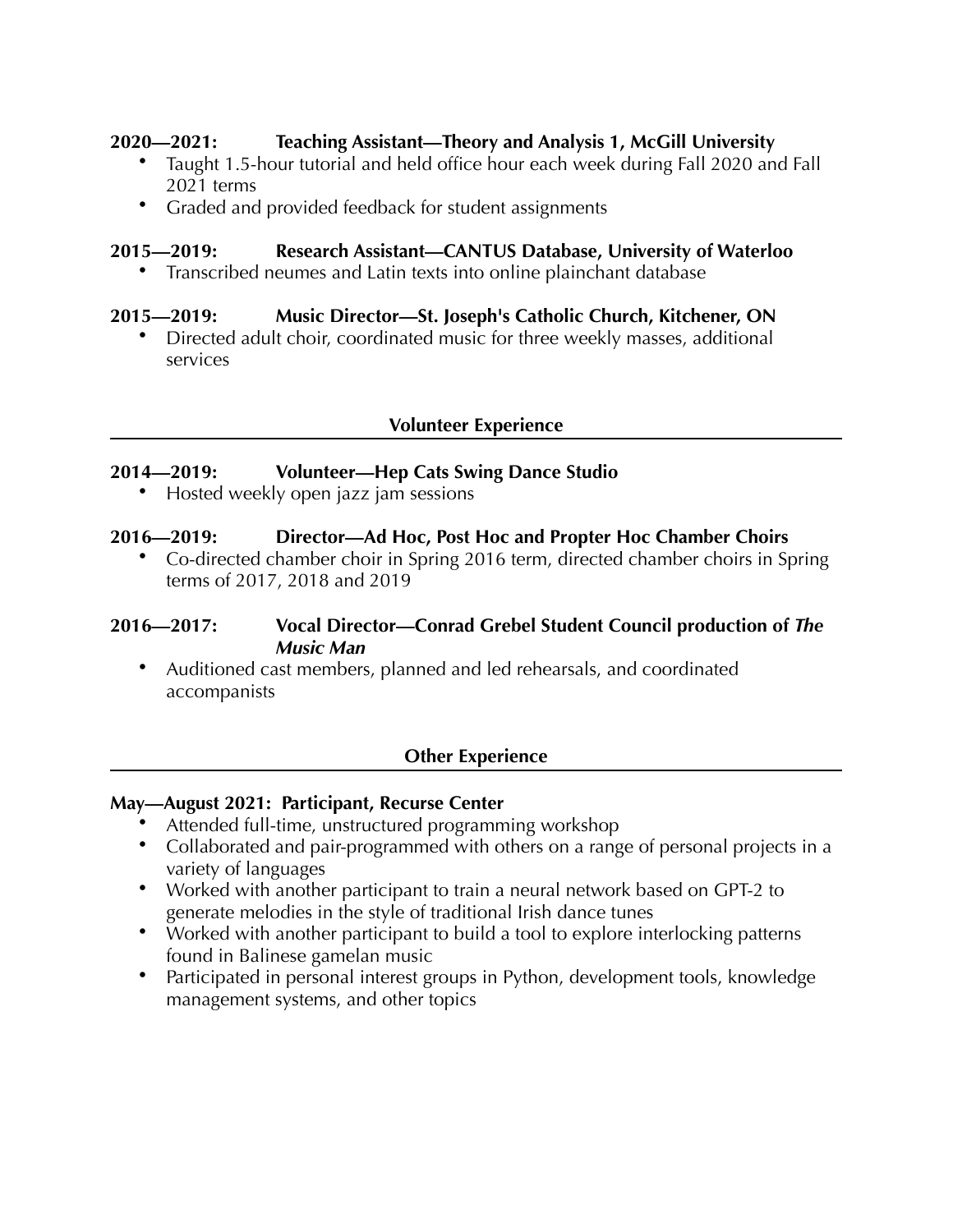**2020—2021: Teaching Assistant—Theory and Analysis 1, McGill University**

- Taught 1.5-hour tutorial and held office hour each week during Fall 2020 and Fall 2021 terms
- Graded and provided feedback for student assignments

**2015—2019: Research Assistant—CANTUS Database, University of Waterloo**

- Transcribed neumes and Latin texts into online plainchant database

**2015—2019: Music Director—St. Joseph's Catholic Church, Kitchener, ON**

- Directed adult choir, coordinated music for three weekly masses, additional services

## Volunteer Experience

**2014—2019: Volunteer—Hep Cats Swing Dance Studio**

- Hosted weekly open jazz jam sessions

**2016—2019: Director—Ad Hoc, Post Hoc and Propter Hoc Chamber Choirs**

- Co-directed chamber choir in Spring 2016 term, directed chamber choirs in Spring terms of 2017, 2018 and 2019

**2016—2017: Vocal Director—Conrad Grebel Student Council production of *The Music Man***

- Auditioned cast members, planned and led rehearsals, and coordinated accompanists

## Other Experience

**May—August 2021: Participant, Recurse Center**

- Attended full-time, unstructured programming workshop
- Collaborated and pair-programmed with others on a range of personal projects in a variety of languages
- Worked with another participant to train a neural network based on GPT-2 to generate melodies in the style of traditional Irish dance tunes
- Worked with another participant to build a tool to explore interlocking patterns found in Balinese gamelan music
- Participated in personal interest groups in Python, development tools, knowledge management systems, and other topics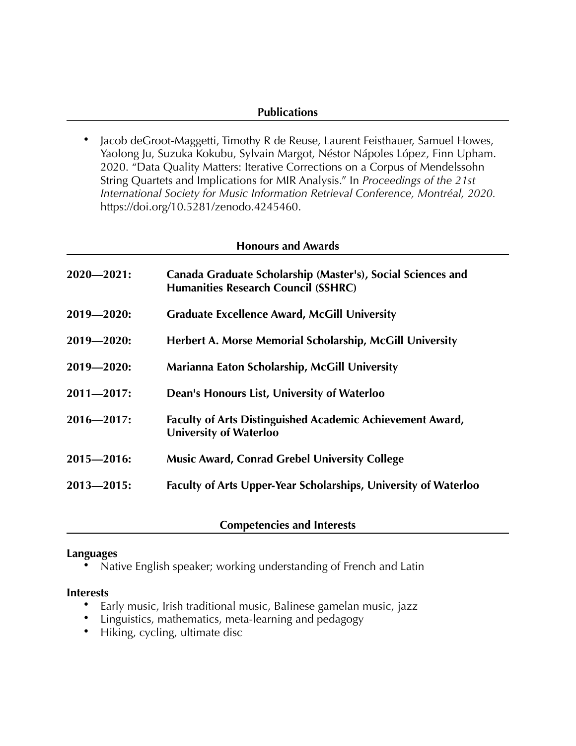## Publications

- Jacob deGroot-Maggetti, Timothy R de Reuse, Laurent Feisthauer, Samuel Howes, Yaolong Ju, Suzuka Kokubu, Sylvain Margot, Néstor Nápoles López, Finn Upham. 2020. "Data Quality Matters: Iterative Corrections on a Corpus of Mendelssohn String Quartets and Implications for MIR Analysis." In *Proceedings of the 21st International Society for Music Information Retrieval Conference, Montréal, 2020.* https://doi.org/10.5281/zenodo.4245460.

## Honours and Awards

| | |
|---|---|
| **2020—2021:** | **Canada Graduate Scholarship (Master's), Social Sciences and Humanities Research Council (SSHRC)** |
| **2019—2020:** | **Graduate Excellence Award, McGill University** |
| **2019—2020:** | **Herbert A. Morse Memorial Scholarship, McGill University** |
| **2019—2020:** | **Marianna Eaton Scholarship, McGill University** |
| **2011—2017:** | **Dean's Honours List, University of Waterloo** |
| **2016—2017:** | **Faculty of Arts Distinguished Academic Achievement Award, University of Waterloo** |
| **2015—2016:** | **Music Award, Conrad Grebel University College** |
| **2013—2015:** | **Faculty of Arts Upper-Year Scholarships, University of Waterloo** |

## Competencies and Interests

**Languages**

- Native English speaker; working understanding of French and Latin

**Interests**

- Early music, Irish traditional music, Balinese gamelan music, jazz
- Linguistics, mathematics, meta-learning and pedagogy
- Hiking, cycling, ultimate disc